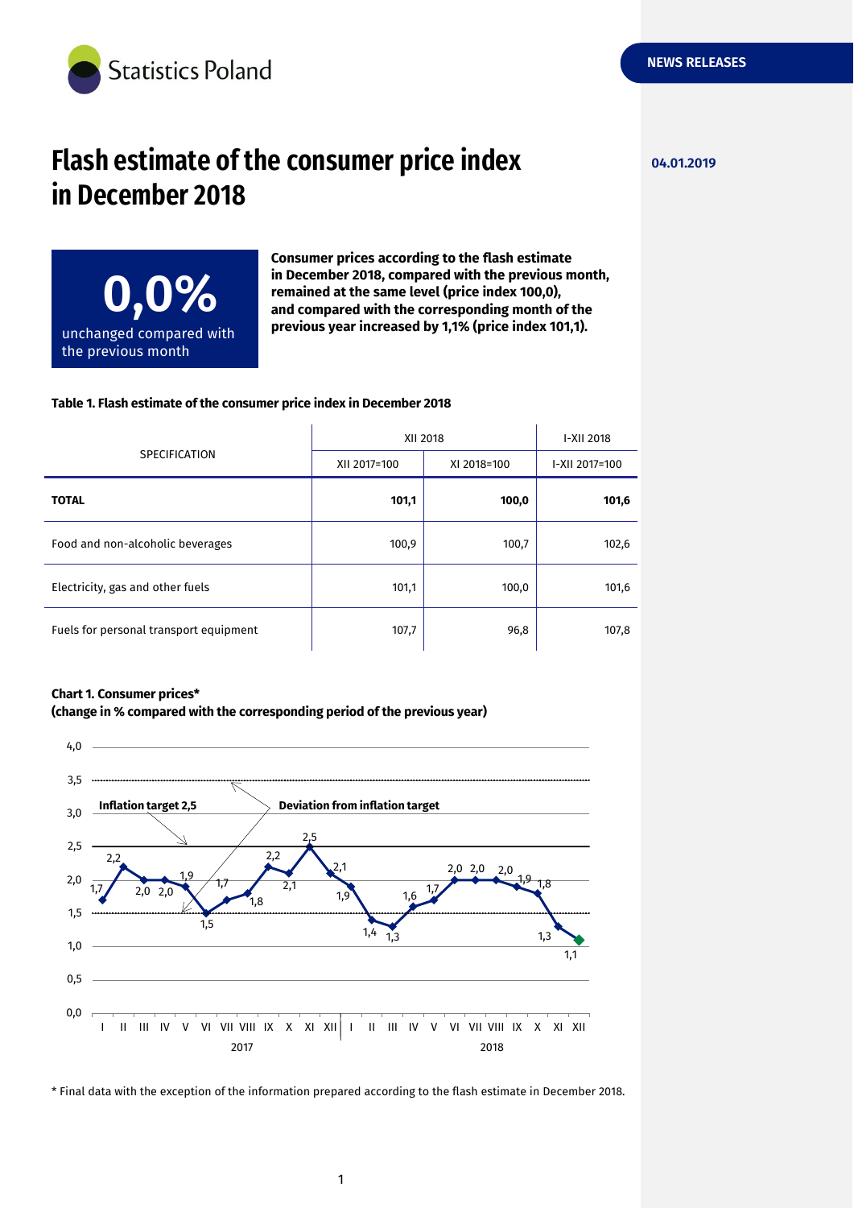Statistics Poland

NEWS RELEASES

04.01.2019

# Flash estimate of the consumer price index in December 2018

**0,0%**

unchanged compared with the previous month

**Consumer prices according to the flash estimate in December 2018, compared with the previous month, remained at the same level (price index 100,0), and compared with the corresponding month of the previous year increased by 1,1% (price index 101,1).**

**Table 1. Flash estimate of the consumer price index in December 2018**

| SPECIFICATION | XII 2018 | | I-XII 2018 |
|---|---|---|---|
| | XII 2017=100 | XI 2018=100 | I-XII 2017=100 |
| **TOTAL** | **101,1** | **100,0** | **101,6** |
| Food and non-alcoholic beverages | 100,9 | 100,7 | 102,6 |
| Electricity, gas and other fuels | 101,1 | 100,0 | 101,6 |
| Fuels for personal transport equipment | 107,7 | 96,8 | 107,8 |

**Chart 1. Consumer prices***
**(change in % compared with the corresponding period of the previous year)**

| Month | 2017 | 2018 |
|---|---|---|
| I | 1,7 | 1,9 |
| II | 2,2 | 1,4 |
| III | 2,0 | 1,3 |
| IV | 2,0 | 1,6 |
| V | 1,9 | 1,7 |
| VI | 1,5 | 2,0 |
| VII | 1,7 | 2,0 |
| VIII | 1,8 | 2,0 |
| IX | 2,2 | 1,9 |
| X | 2,1 | 1,8 |
| XI | 2,5 | 1,3 |
| XII | 2,1 | 1,1 |

Inflation target 2,5; Deviation from inflation target (1,5–3,5)

\* Final data with the exception of the information prepared according to the flash estimate in December 2018.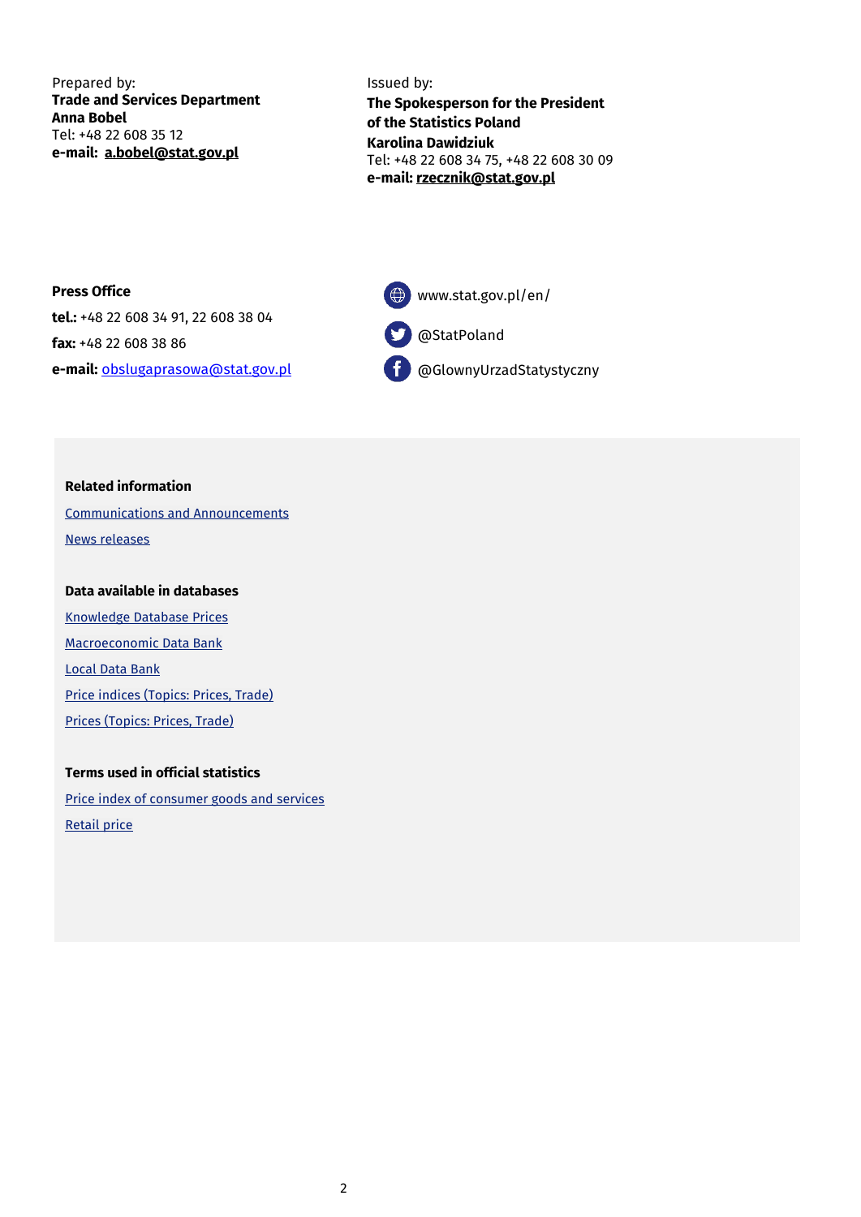Prepared by:
**Trade and Services Department**
**Anna Bobel**
Tel: +48 22 608 35 12
**e-mail: a.bobel@stat.gov.pl**

Issued by:
**The Spokesperson for the President of the Statistics Poland**
**Karolina Dawidziuk**
Tel: +48 22 608 34 75, +48 22 608 30 09
**e-mail: rzecznik@stat.gov.pl**

**Press Office**
**tel.:** +48 22 608 34 91, 22 608 38 04
**fax:** +48 22 608 38 86
**e-mail:** obslugaprasowa@stat.gov.pl

www.stat.gov.pl/en/
@StatPoland
@GlownyUrzadStatystyczny

**Related information**

Communications and Announcements

News releases

**Data available in databases**

Knowledge Database Prices

Macroeconomic Data Bank

Local Data Bank

Price indices (Topics: Prices, Trade)

Prices (Topics: Prices, Trade)

**Terms used in official statistics**

Price index of consumer goods and services

Retail price